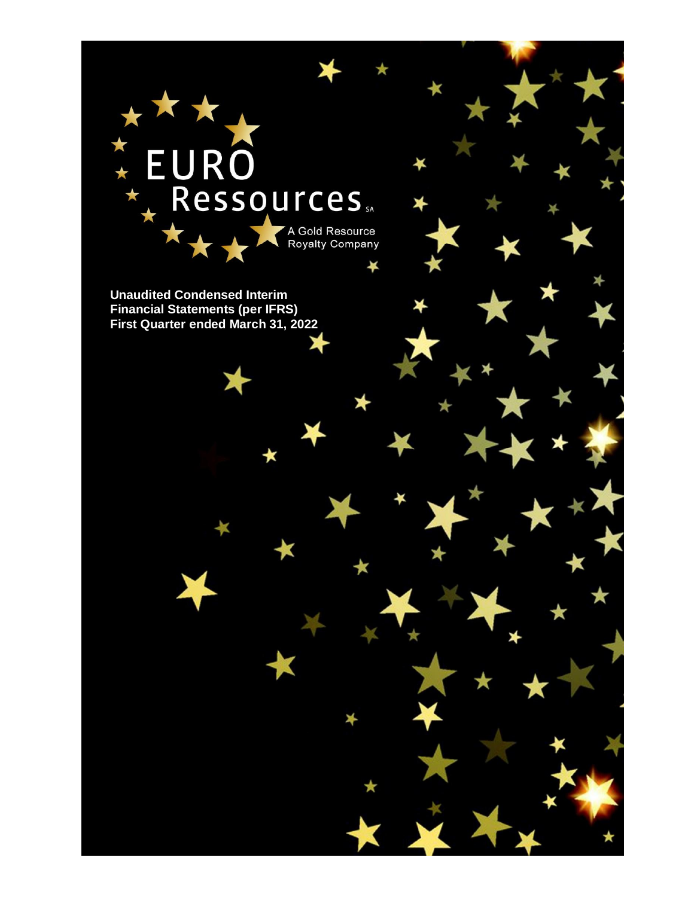EURO Ressources SA

A Gold Resource Royalty Company

**Unaudited Condensed Interim Financial Statements (per IFRS)**
**First Quarter ended March 31, 2022**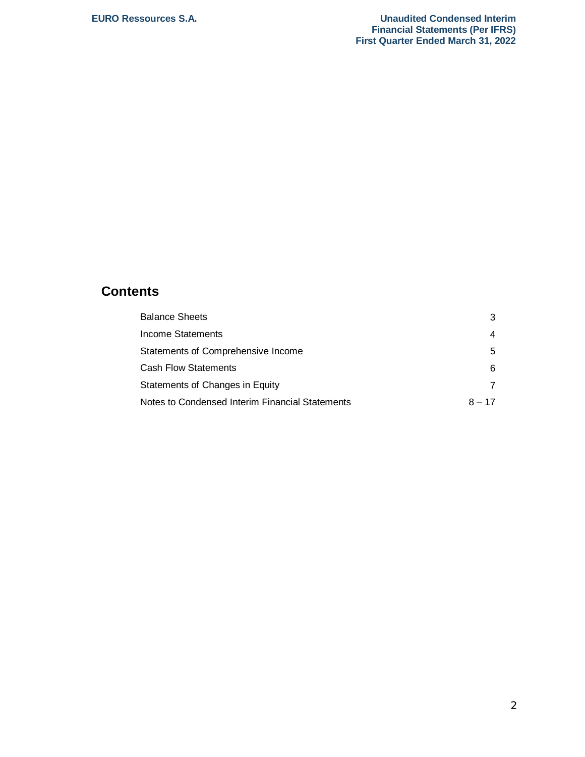## Contents

| | |
|---|---|
| Balance Sheets | 3 |
| Income Statements | 4 |
| Statements of Comprehensive Income | 5 |
| Cash Flow Statements | 6 |
| Statements of Changes in Equity | 7 |
| Notes to Condensed Interim Financial Statements | 8 – 17 |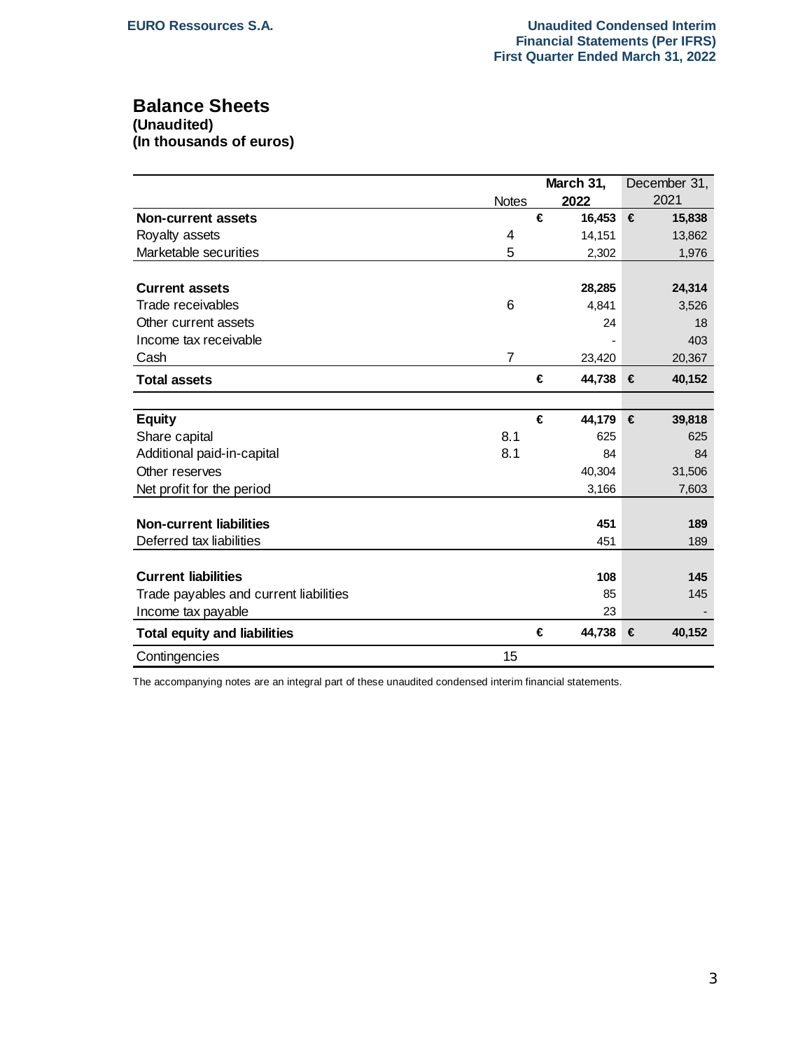## Balance Sheets

**(Unaudited)**
**(In thousands of euros)**

| | Notes | March 31, 2022 | December 31, 2021 |
|---|---|---|---|
| **Non-current assets** | | **€ 16,453** | **€ 15,838** |
| Royalty assets | 4 | 14,151 | 13,862 |
| Marketable securities | 5 | 2,302 | 1,976 |
| | | | |
| **Current assets** | | **28,285** | **24,314** |
| Trade receivables | 6 | 4,841 | 3,526 |
| Other current assets | | 24 | 18 |
| Income tax receivable | | - | 403 |
| Cash | 7 | 23,420 | 20,367 |
| **Total assets** | | **€ 44,738** | **€ 40,152** |
| | | | |
| **Equity** | | **€ 44,179** | **€ 39,818** |
| Share capital | 8.1 | 625 | 625 |
| Additional paid-in-capital | 8.1 | 84 | 84 |
| Other reserves | | 40,304 | 31,506 |
| Net profit for the period | | 3,166 | 7,603 |
| | | | |
| **Non-current liabilities** | | **451** | **189** |
| Deferred tax liabilities | | 451 | 189 |
| | | | |
| **Current liabilities** | | **108** | **145** |
| Trade payables and current liabilities | | 85 | 145 |
| Income tax payable | | 23 | - |
| **Total equity and liabilities** | | **€ 44,738** | **€ 40,152** |
| Contingencies | 15 | | |

The accompanying notes are an integral part of these unaudited condensed interim financial statements.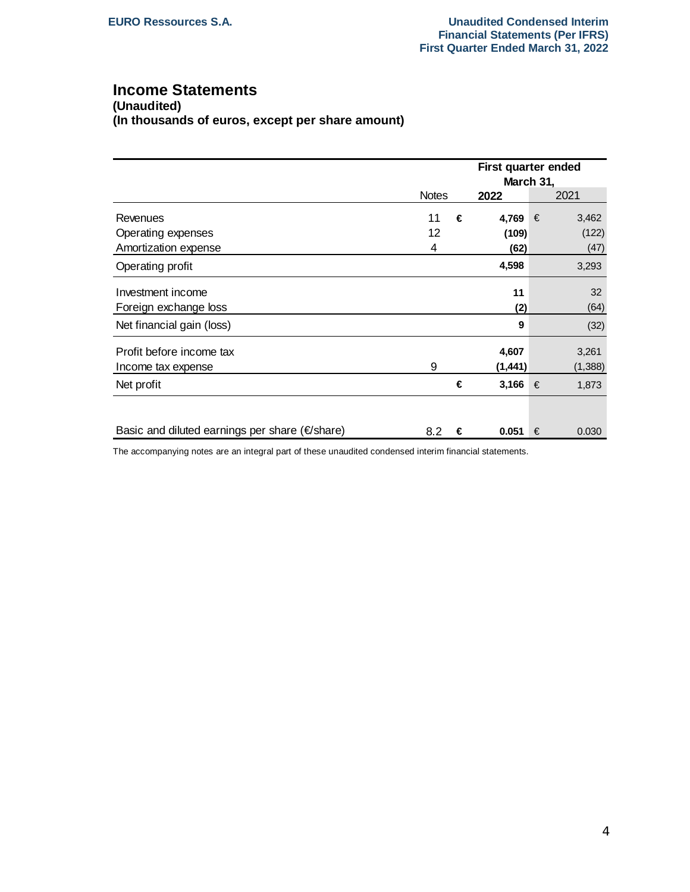# Income Statements

**(Unaudited)**
**(In thousands of euros, except per share amount)**

| | Notes | | First quarter ended March 31, 2022 | | 2021 |
|---|---|---|---|---|---|
| Revenues | 11 | € | **4,769** | € | 3,462 |
| Operating expenses | 12 | | **(109)** | | (122) |
| Amortization expense | 4 | | **(62)** | | (47) |
| Operating profit | | | **4,598** | | 3,293 |
| Investment income | | | **11** | | 32 |
| Foreign exchange loss | | | **(2)** | | (64) |
| Net financial gain (loss) | | | **9** | | (32) |
| Profit before income tax | | | **4,607** | | 3,261 |
| Income tax expense | 9 | | **(1,441)** | | (1,388) |
| Net profit | | € | **3,166** | € | 1,873 |
| Basic and diluted earnings per share (€/share) | 8.2 | € | **0.051** | € | 0.030 |

The accompanying notes are an integral part of these unaudited condensed interim financial statements.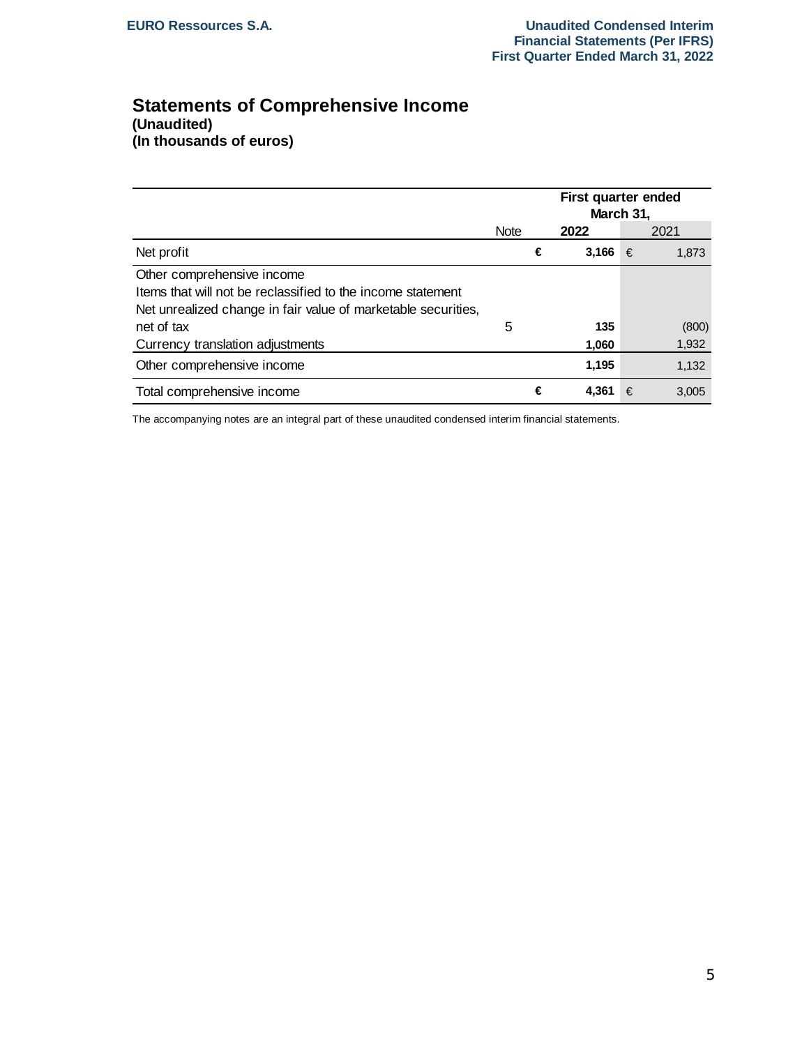## Statements of Comprehensive Income

**(Unaudited)**
**(In thousands of euros)**

| | Note | First quarter ended March 31, 2022 | First quarter ended March 31, 2021 |
|---|---|---|---|
| Net profit | | € **3,166** | € 1,873 |
| Other comprehensive income | | | |
| Items that will not be reclassified to the income statement | | | |
| Net unrealized change in fair value of marketable securities, net of tax | 5 | **135** | (800) |
| Currency translation adjustments | | **1,060** | 1,932 |
| Other comprehensive income | | **1,195** | 1,132 |
| Total comprehensive income | | € **4,361** | € 3,005 |

The accompanying notes are an integral part of these unaudited condensed interim financial statements.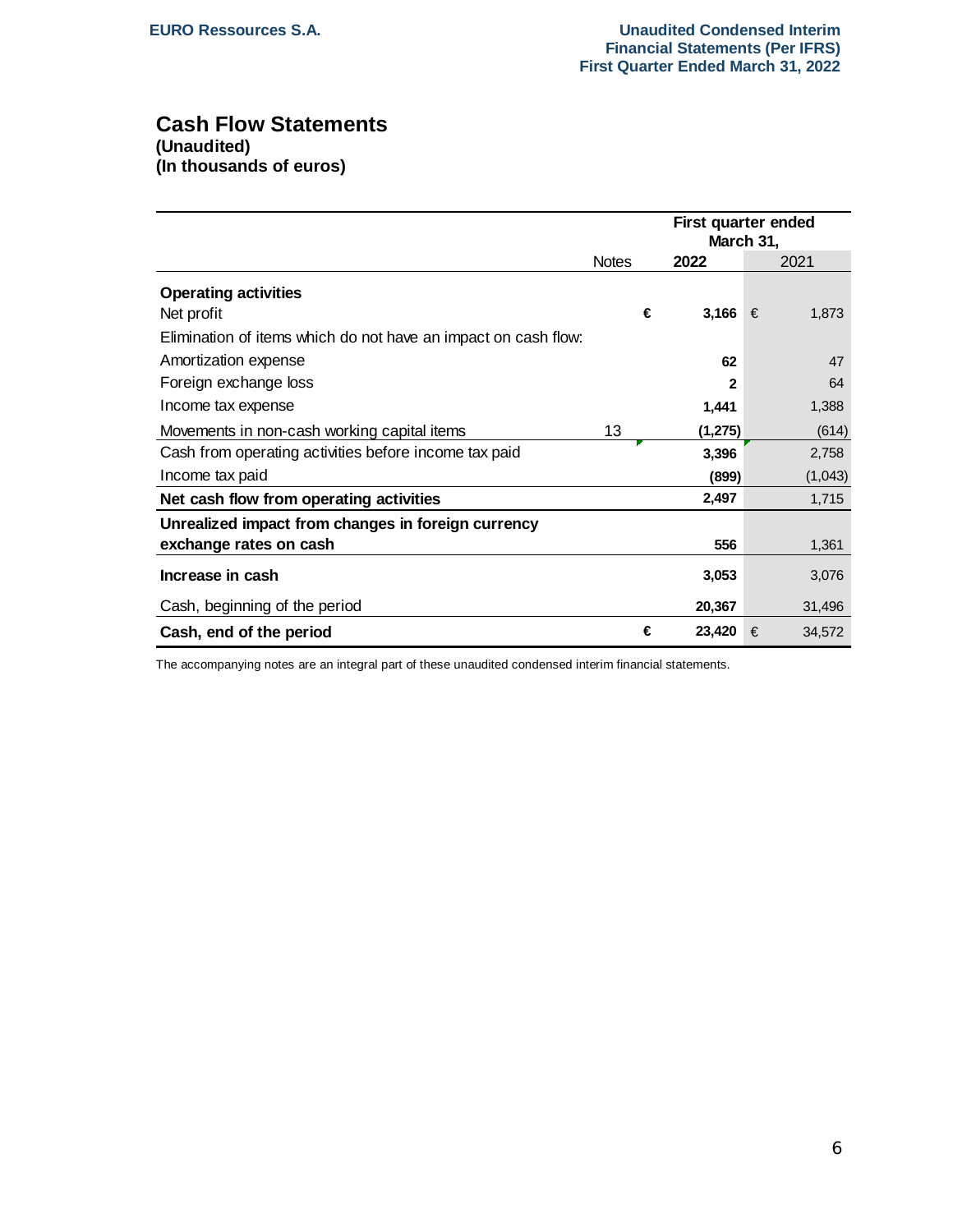# Cash Flow Statements

**(Unaudited)**
**(In thousands of euros)**

| | Notes | First quarter ended March 31, 2022 | 2021 |
|---|---|---|---|
| **Operating activities** | | | |
| Net profit | | € **3,166** | € 1,873 |
| Elimination of items which do not have an impact on cash flow: | | | |
| Amortization expense | | **62** | 47 |
| Foreign exchange loss | | **2** | 64 |
| Income tax expense | | **1,441** | 1,388 |
| Movements in non-cash working capital items | 13 | **(1,275)** | (614) |
| Cash from operating activities before income tax paid | | **3,396** | 2,758 |
| Income tax paid | | **(899)** | (1,043) |
| **Net cash flow from operating activities** | | **2,497** | 1,715 |
| **Unrealized impact from changes in foreign currency exchange rates on cash** | | **556** | 1,361 |
| **Increase in cash** | | **3,053** | 3,076 |
| Cash, beginning of the period | | **20,367** | 31,496 |
| **Cash, end of the period** | | € **23,420** | € 34,572 |

The accompanying notes are an integral part of these unaudited condensed interim financial statements.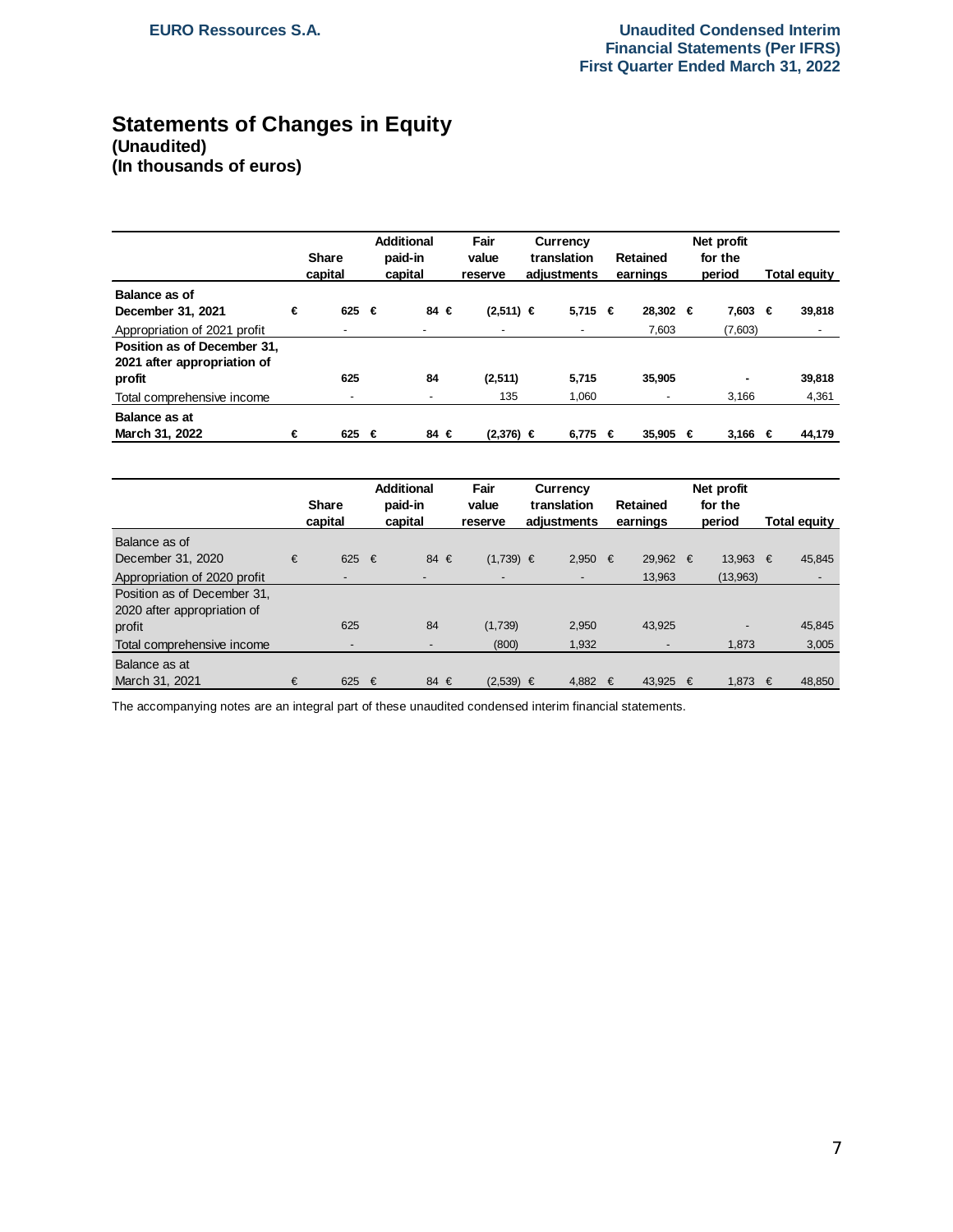## Statements of Changes in Equity

**(Unaudited)**
**(In thousands of euros)**

| | Share capital | Additional paid-in capital | Fair value reserve | Currency translation adjustments | Retained earnings | Net profit for the period | Total equity |
|---|---|---|---|---|---|---|---|
| **Balance as of December 31, 2021** | € 625 | € 84 | € (2,511) | € 5,715 | € 28,302 | € 7,603 | € 39,818 |
| Appropriation of 2021 profit | - | - | - | - | 7,603 | (7,603) | - |
| **Position as of December 31, 2021 after appropriation of profit** | 625 | 84 | (2,511) | 5,715 | 35,905 | - | 39,818 |
| Total comprehensive income | - | - | 135 | 1,060 | - | 3,166 | 4,361 |
| **Balance as at March 31, 2022** | € 625 | € 84 | € (2,376) | € 6,775 | € 35,905 | € 3,166 | € 44,179 |

| | Share capital | Additional paid-in capital | Fair value reserve | Currency translation adjustments | Retained earnings | Net profit for the period | Total equity |
|---|---|---|---|---|---|---|---|
| Balance as of December 31, 2020 | € 625 | € 84 | € (1,739) | € 2,950 | € 29,962 | € 13,963 | € 45,845 |
| Appropriation of 2020 profit | - | - | - | - | 13,963 | (13,963) | - |
| Position as of December 31, 2020 after appropriation of profit | 625 | 84 | (1,739) | 2,950 | 43,925 | - | 45,845 |
| Total comprehensive income | - | - | (800) | 1,932 | - | 1,873 | 3,005 |
| Balance as at March 31, 2021 | € 625 | € 84 | € (2,539) | € 4,882 | € 43,925 | € 1,873 | € 48,850 |

The accompanying notes are an integral part of these unaudited condensed interim financial statements.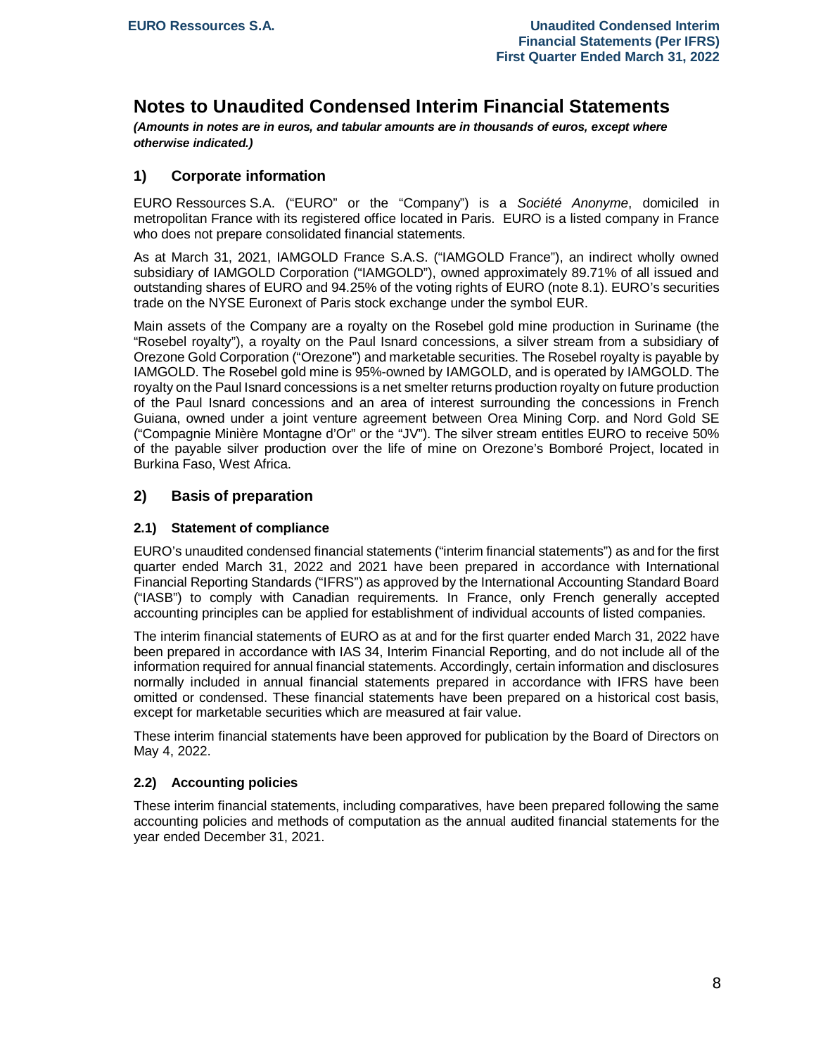# Notes to Unaudited Condensed Interim Financial Statements

***(Amounts in notes are in euros, and tabular amounts are in thousands of euros, except where otherwise indicated.)***

## 1) Corporate information

EURO Ressources S.A. ("EURO" or the "Company") is a *Société Anonyme*, domiciled in metropolitan France with its registered office located in Paris. EURO is a listed company in France who does not prepare consolidated financial statements.

As at March 31, 2021, IAMGOLD France S.A.S. ("IAMGOLD France"), an indirect wholly owned subsidiary of IAMGOLD Corporation ("IAMGOLD"), owned approximately 89.71% of all issued and outstanding shares of EURO and 94.25% of the voting rights of EURO (note 8.1). EURO's securities trade on the NYSE Euronext of Paris stock exchange under the symbol EUR.

Main assets of the Company are a royalty on the Rosebel gold mine production in Suriname (the "Rosebel royalty"), a royalty on the Paul Isnard concessions, a silver stream from a subsidiary of Orezone Gold Corporation ("Orezone") and marketable securities. The Rosebel royalty is payable by IAMGOLD. The Rosebel gold mine is 95%-owned by IAMGOLD, and is operated by IAMGOLD. The royalty on the Paul Isnard concessions is a net smelter returns production royalty on future production of the Paul Isnard concessions and an area of interest surrounding the concessions in French Guiana, owned under a joint venture agreement between Orea Mining Corp. and Nord Gold SE ("Compagnie Minière Montagne d'Or" or the "JV"). The silver stream entitles EURO to receive 50% of the payable silver production over the life of mine on Orezone's Bomboré Project, located in Burkina Faso, West Africa.

## 2) Basis of preparation

### 2.1) Statement of compliance

EURO's unaudited condensed financial statements ("interim financial statements") as and for the first quarter ended March 31, 2022 and 2021 have been prepared in accordance with International Financial Reporting Standards ("IFRS") as approved by the International Accounting Standard Board ("IASB") to comply with Canadian requirements. In France, only French generally accepted accounting principles can be applied for establishment of individual accounts of listed companies.

The interim financial statements of EURO as at and for the first quarter ended March 31, 2022 have been prepared in accordance with IAS 34, Interim Financial Reporting, and do not include all of the information required for annual financial statements. Accordingly, certain information and disclosures normally included in annual financial statements prepared in accordance with IFRS have been omitted or condensed. These financial statements have been prepared on a historical cost basis, except for marketable securities which are measured at fair value.

These interim financial statements have been approved for publication by the Board of Directors on May 4, 2022.

### 2.2) Accounting policies

These interim financial statements, including comparatives, have been prepared following the same accounting policies and methods of computation as the annual audited financial statements for the year ended December 31, 2021.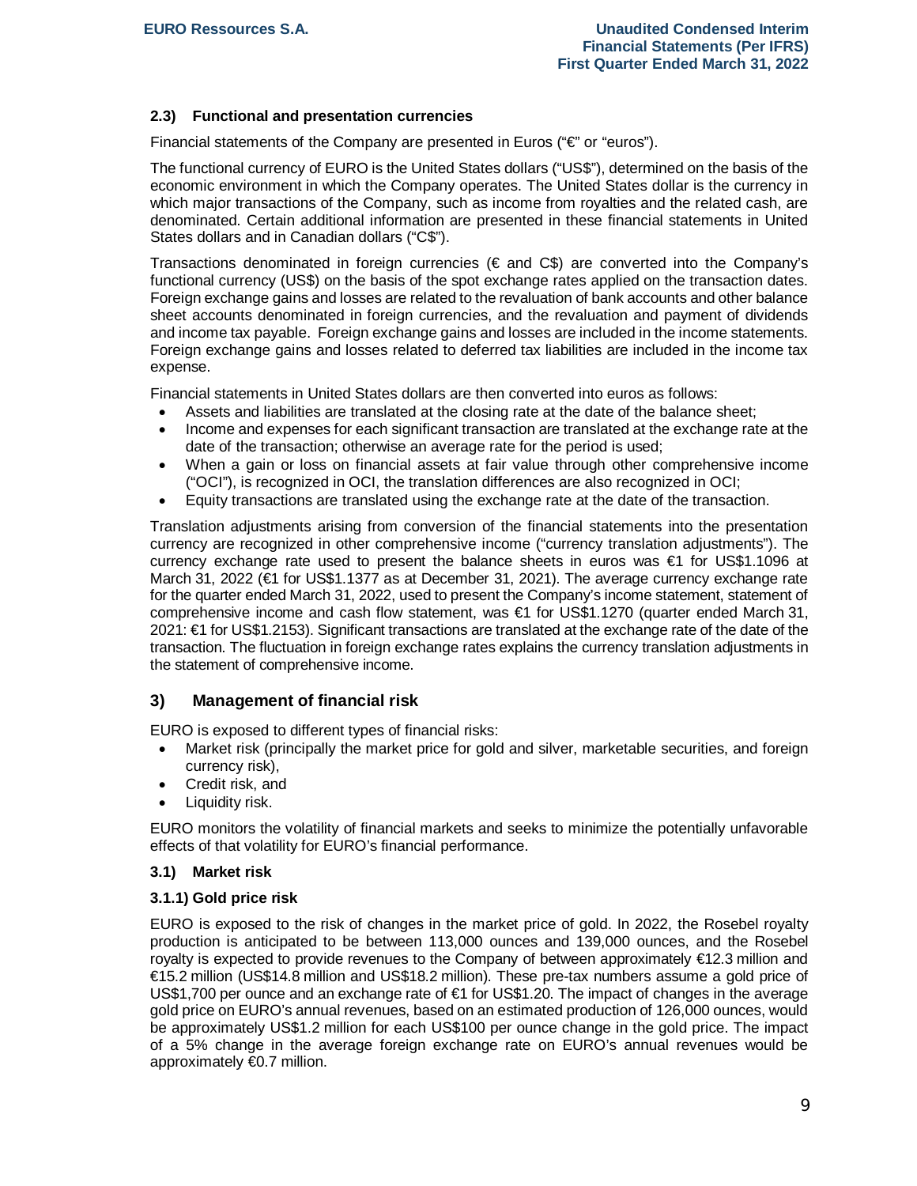### 2.3) Functional and presentation currencies

Financial statements of the Company are presented in Euros ("€" or "euros").

The functional currency of EURO is the United States dollars ("US$"), determined on the basis of the economic environment in which the Company operates. The United States dollar is the currency in which major transactions of the Company, such as income from royalties and the related cash, are denominated. Certain additional information are presented in these financial statements in United States dollars and in Canadian dollars ("C$").

Transactions denominated in foreign currencies (€ and C$) are converted into the Company's functional currency (US$) on the basis of the spot exchange rates applied on the transaction dates. Foreign exchange gains and losses are related to the revaluation of bank accounts and other balance sheet accounts denominated in foreign currencies, and the revaluation and payment of dividends and income tax payable. Foreign exchange gains and losses are included in the income statements. Foreign exchange gains and losses related to deferred tax liabilities are included in the income tax expense.

Financial statements in United States dollars are then converted into euros as follows:

- Assets and liabilities are translated at the closing rate at the date of the balance sheet;
- Income and expenses for each significant transaction are translated at the exchange rate at the date of the transaction; otherwise an average rate for the period is used;
- When a gain or loss on financial assets at fair value through other comprehensive income ("OCI"), is recognized in OCI, the translation differences are also recognized in OCI;
- Equity transactions are translated using the exchange rate at the date of the transaction.

Translation adjustments arising from conversion of the financial statements into the presentation currency are recognized in other comprehensive income ("currency translation adjustments"). The currency exchange rate used to present the balance sheets in euros was €1 for US$1.1096 at March 31, 2022 (€1 for US$1.1377 as at December 31, 2021). The average currency exchange rate for the quarter ended March 31, 2022, used to present the Company's income statement, statement of comprehensive income and cash flow statement, was €1 for US$1.1270 (quarter ended March 31, 2021: €1 for US$1.2153). Significant transactions are translated at the exchange rate of the date of the transaction. The fluctuation in foreign exchange rates explains the currency translation adjustments in the statement of comprehensive income.

## 3) Management of financial risk

EURO is exposed to different types of financial risks:

- Market risk (principally the market price for gold and silver, marketable securities, and foreign currency risk),
- Credit risk, and
- Liquidity risk.

EURO monitors the volatility of financial markets and seeks to minimize the potentially unfavorable effects of that volatility for EURO's financial performance.

### 3.1) Market risk

#### 3.1.1) Gold price risk

EURO is exposed to the risk of changes in the market price of gold. In 2022, the Rosebel royalty production is anticipated to be between 113,000 ounces and 139,000 ounces, and the Rosebel royalty is expected to provide revenues to the Company of between approximately €12.3 million and €15.2 million (US$14.8 million and US$18.2 million). These pre-tax numbers assume a gold price of US$1,700 per ounce and an exchange rate of €1 for US$1.20. The impact of changes in the average gold price on EURO's annual revenues, based on an estimated production of 126,000 ounces, would be approximately US$1.2 million for each US$100 per ounce change in the gold price. The impact of a 5% change in the average foreign exchange rate on EURO's annual revenues would be approximately €0.7 million.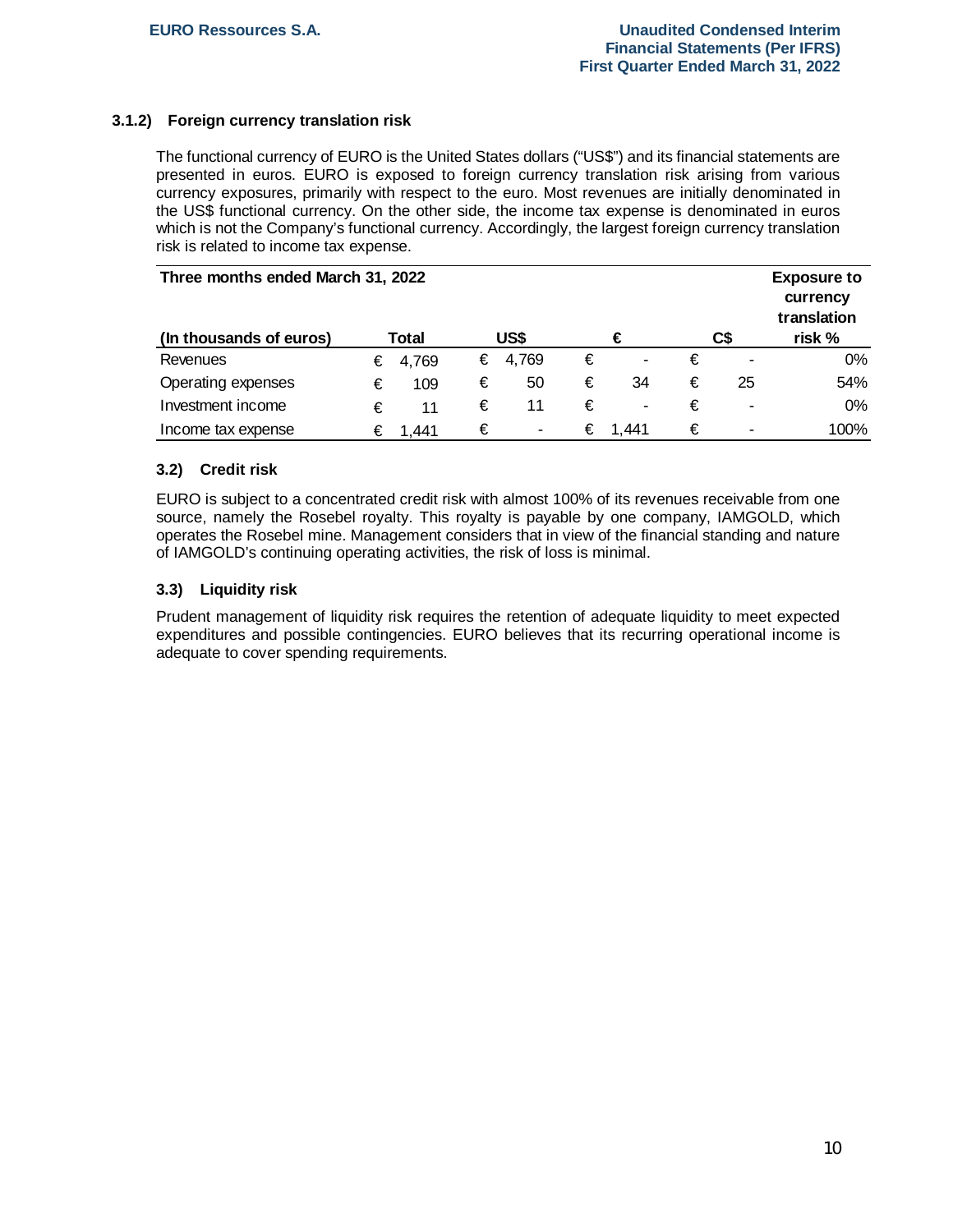### 3.1.2) Foreign currency translation risk

The functional currency of EURO is the United States dollars ("US$") and its financial statements are presented in euros. EURO is exposed to foreign currency translation risk arising from various currency exposures, primarily with respect to the euro. Most revenues are initially denominated in the US$ functional currency. On the other side, the income tax expense is denominated in euros which is not the Company's functional currency. Accordingly, the largest foreign currency translation risk is related to income tax expense.

| Three months ended March 31, 2022 | | | | | Exposure to currency translation |
|---|---|---|---|---|---|
| (In thousands of euros) | Total | US$ | € | C$ | risk % |
| Revenues | € 4,769 | € 4,769 | € - | € - | 0% |
| Operating expenses | € 109 | € 50 | € 34 | € 25 | 54% |
| Investment income | € 11 | € 11 | € - | € - | 0% |
| Income tax expense | € 1,441 | € - | € 1,441 | € - | 100% |

### 3.2) Credit risk

EURO is subject to a concentrated credit risk with almost 100% of its revenues receivable from one source, namely the Rosebel royalty. This royalty is payable by one company, IAMGOLD, which operates the Rosebel mine. Management considers that in view of the financial standing and nature of IAMGOLD's continuing operating activities, the risk of loss is minimal.

### 3.3) Liquidity risk

Prudent management of liquidity risk requires the retention of adequate liquidity to meet expected expenditures and possible contingencies. EURO believes that its recurring operational income is adequate to cover spending requirements.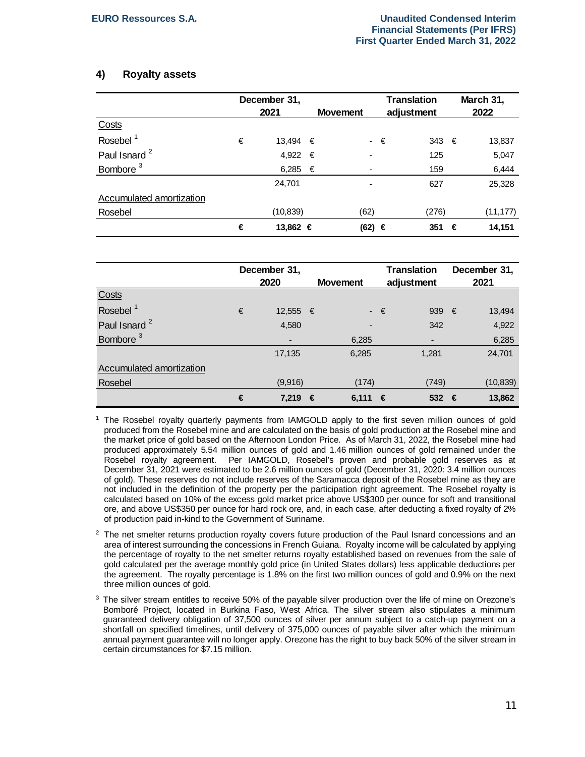## 4) Royalty assets

| | December 31, 2021 | Movement | Translation adjustment | March 31, 2022 |
|---|---|---|---|---|
| Costs | | | | |
| Rosebel [1] | € 13,494 | € - | € 343 | € 13,837 |
| Paul Isnard [2] | 4,922 | € - | 125 | 5,047 |
| Bombore [3] | 6,285 | € - | 159 | 6,444 |
| | 24,701 | - | 627 | 25,328 |
| Accumulated amortization | | | | |
| Rosebel | (10,839) | (62) | (276) | (11,177) |
| | **€ 13,862** | **€ (62)** | **€ 351** | **€ 14,151** |

| | December 31, 2020 | Movement | Translation adjustment | December 31, 2021 |
|---|---|---|---|---|
| Costs | | | | |
| Rosebel [1] | € 12,555 | € - | € 939 | € 13,494 |
| Paul Isnard [2] | 4,580 | - | 342 | 4,922 |
| Bombore [3] | - | 6,285 | - | 6,285 |
| | 17,135 | 6,285 | 1,281 | 24,701 |
| Accumulated amortization | | | | |
| Rosebel | (9,916) | (174) | (749) | (10,839) |
| | **€ 7,219** | **€ 6,111** | **€ 532** | **€ 13,862** |

[1] The Rosebel royalty quarterly payments from IAMGOLD apply to the first seven million ounces of gold produced from the Rosebel mine and are calculated on the basis of gold production at the Rosebel mine and the market price of gold based on the Afternoon London Price. As of March 31, 2022, the Rosebel mine had produced approximately 5.54 million ounces of gold and 1.46 million ounces of gold remained under the Rosebel royalty agreement. Per IAMGOLD, Rosebel's proven and probable gold reserves as at December 31, 2021 were estimated to be 2.6 million ounces of gold (December 31, 2020: 3.4 million ounces of gold). These reserves do not include reserves of the Saramacca deposit of the Rosebel mine as they are not included in the definition of the property per the participation right agreement. The Rosebel royalty is calculated based on 10% of the excess gold market price above US$300 per ounce for soft and transitional ore, and above US$350 per ounce for hard rock ore, and, in each case, after deducting a fixed royalty of 2% of production paid in-kind to the Government of Suriname.

[2] The net smelter returns production royalty covers future production of the Paul Isnard concessions and an area of interest surrounding the concessions in French Guiana. Royalty income will be calculated by applying the percentage of royalty to the net smelter returns royalty established based on revenues from the sale of gold calculated per the average monthly gold price (in United States dollars) less applicable deductions per the agreement. The royalty percentage is 1.8% on the first two million ounces of gold and 0.9% on the next three million ounces of gold.

[3] The silver stream entitles to receive 50% of the payable silver production over the life of mine on Orezone's Bomboré Project, located in Burkina Faso, West Africa. The silver stream also stipulates a minimum guaranteed delivery obligation of 37,500 ounces of silver per annum subject to a catch-up payment on a shortfall on specified timelines, until delivery of 375,000 ounces of payable silver after which the minimum annual payment guarantee will no longer apply. Orezone has the right to buy back 50% of the silver stream in certain circumstances for $7.15 million.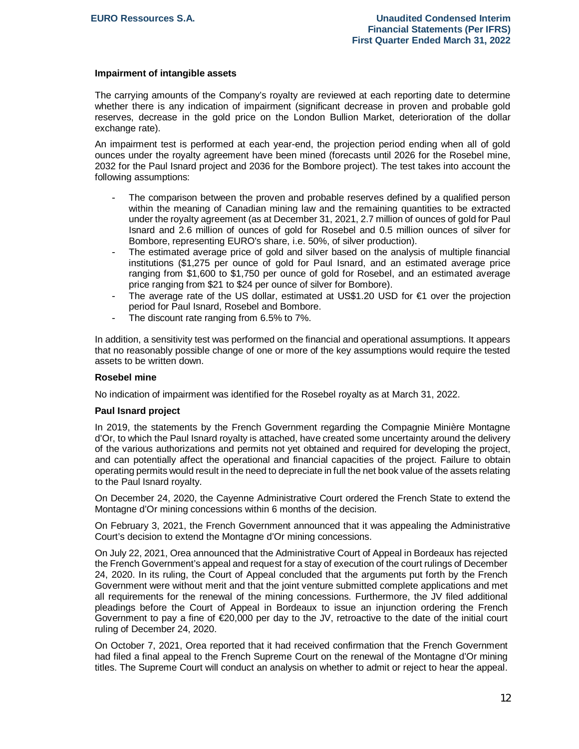### Impairment of intangible assets

The carrying amounts of the Company's royalty are reviewed at each reporting date to determine whether there is any indication of impairment (significant decrease in proven and probable gold reserves, decrease in the gold price on the London Bullion Market, deterioration of the dollar exchange rate).

An impairment test is performed at each year-end, the projection period ending when all of gold ounces under the royalty agreement have been mined (forecasts until 2026 for the Rosebel mine, 2032 for the Paul Isnard project and 2036 for the Bombore project). The test takes into account the following assumptions:

- The comparison between the proven and probable reserves defined by a qualified person within the meaning of Canadian mining law and the remaining quantities to be extracted under the royalty agreement (as at December 31, 2021, 2.7 million of ounces of gold for Paul Isnard and 2.6 million of ounces of gold for Rosebel and 0.5 million ounces of silver for Bombore, representing EURO's share, i.e. 50%, of silver production).
- The estimated average price of gold and silver based on the analysis of multiple financial institutions ($1,275 per ounce of gold for Paul Isnard, and an estimated average price ranging from $1,600 to $1,750 per ounce of gold for Rosebel, and an estimated average price ranging from $21 to $24 per ounce of silver for Bombore).
- The average rate of the US dollar, estimated at US$1.20 USD for €1 over the projection period for Paul Isnard, Rosebel and Bombore.
- The discount rate ranging from 6.5% to 7%.

In addition, a sensitivity test was performed on the financial and operational assumptions. It appears that no reasonably possible change of one or more of the key assumptions would require the tested assets to be written down.

#### Rosebel mine

No indication of impairment was identified for the Rosebel royalty as at March 31, 2022.

#### Paul Isnard project

In 2019, the statements by the French Government regarding the Compagnie Minière Montagne d'Or, to which the Paul Isnard royalty is attached, have created some uncertainty around the delivery of the various authorizations and permits not yet obtained and required for developing the project, and can potentially affect the operational and financial capacities of the project. Failure to obtain operating permits would result in the need to depreciate in full the net book value of the assets relating to the Paul Isnard royalty.

On December 24, 2020, the Cayenne Administrative Court ordered the French State to extend the Montagne d'Or mining concessions within 6 months of the decision.

On February 3, 2021, the French Government announced that it was appealing the Administrative Court's decision to extend the Montagne d'Or mining concessions.

On July 22, 2021, Orea announced that the Administrative Court of Appeal in Bordeaux has rejected the French Government's appeal and request for a stay of execution of the court rulings of December 24, 2020. In its ruling, the Court of Appeal concluded that the arguments put forth by the French Government were without merit and that the joint venture submitted complete applications and met all requirements for the renewal of the mining concessions. Furthermore, the JV filed additional pleadings before the Court of Appeal in Bordeaux to issue an injunction ordering the French Government to pay a fine of €20,000 per day to the JV, retroactive to the date of the initial court ruling of December 24, 2020.

On October 7, 2021, Orea reported that it had received confirmation that the French Government had filed a final appeal to the French Supreme Court on the renewal of the Montagne d'Or mining titles. The Supreme Court will conduct an analysis on whether to admit or reject to hear the appeal.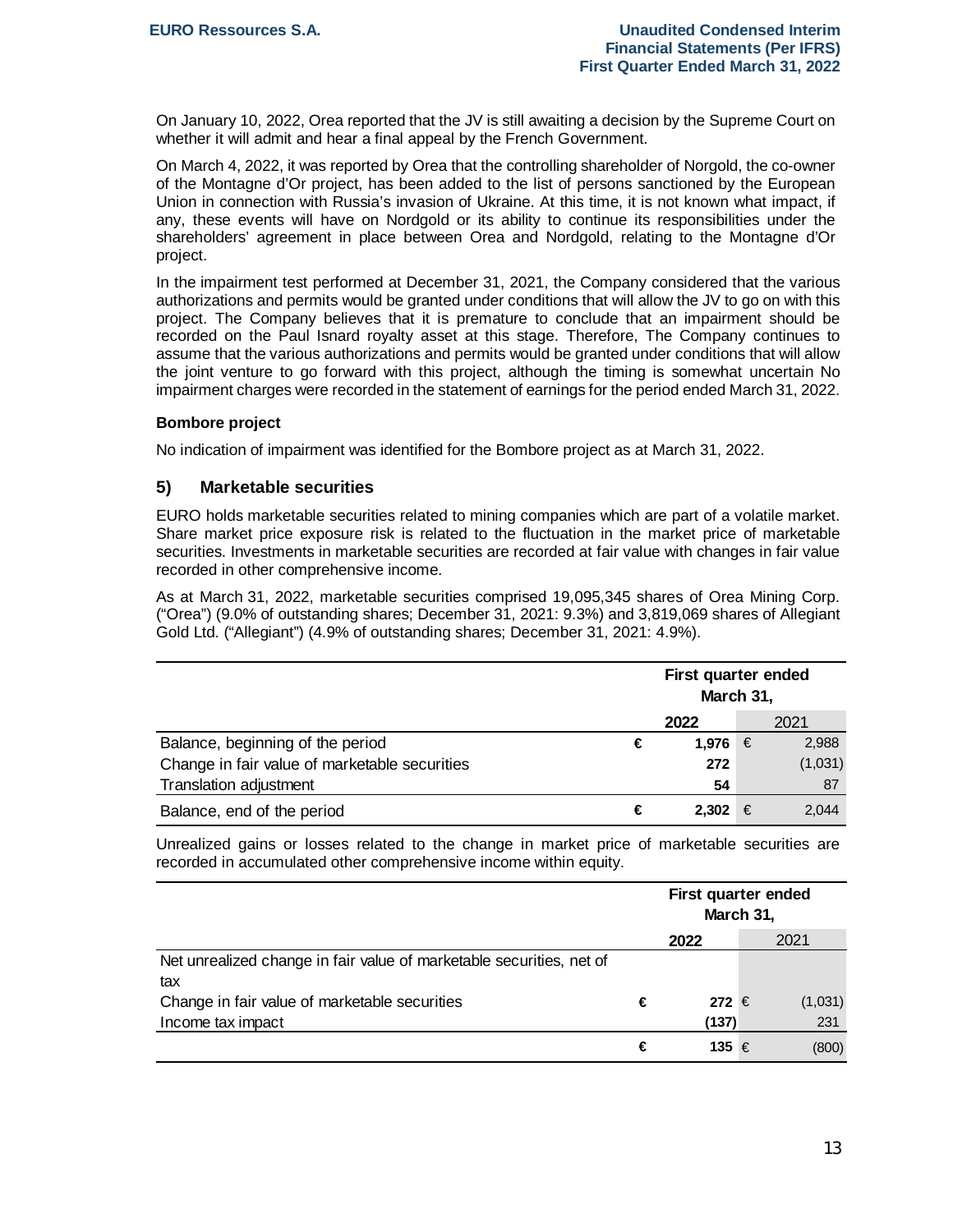On January 10, 2022, Orea reported that the JV is still awaiting a decision by the Supreme Court on whether it will admit and hear a final appeal by the French Government.

On March 4, 2022, it was reported by Orea that the controlling shareholder of Norgold, the co-owner of the Montagne d'Or project, has been added to the list of persons sanctioned by the European Union in connection with Russia's invasion of Ukraine. At this time, it is not known what impact, if any, these events will have on Nordgold or its ability to continue its responsibilities under the shareholders' agreement in place between Orea and Nordgold, relating to the Montagne d'Or project.

In the impairment test performed at December 31, 2021, the Company considered that the various authorizations and permits would be granted under conditions that will allow the JV to go on with this project. The Company believes that it is premature to conclude that an impairment should be recorded on the Paul Isnard royalty asset at this stage. Therefore, The Company continues to assume that the various authorizations and permits would be granted under conditions that will allow the joint venture to go forward with this project, although the timing is somewhat uncertain No impairment charges were recorded in the statement of earnings for the period ended March 31, 2022.

**Bombore project**

No indication of impairment was identified for the Bombore project as at March 31, 2022.

## 5) Marketable securities

EURO holds marketable securities related to mining companies which are part of a volatile market. Share market price exposure risk is related to the fluctuation in the market price of marketable securities. Investments in marketable securities are recorded at fair value with changes in fair value recorded in other comprehensive income.

As at March 31, 2022, marketable securities comprised 19,095,345 shares of Orea Mining Corp. ("Orea") (9.0% of outstanding shares; December 31, 2021: 9.3%) and 3,819,069 shares of Allegiant Gold Ltd. ("Allegiant") (4.9% of outstanding shares; December 31, 2021: 4.9%).

| | First quarter ended March 31, | |
|---|---|---|
| | **2022** | 2021 |
| Balance, beginning of the period | € **1,976** | € 2,988 |
| Change in fair value of marketable securities | **272** | (1,031) |
| Translation adjustment | **54** | 87 |
| Balance, end of the period | € **2,302** | € 2,044 |

Unrealized gains or losses related to the change in market price of marketable securities are recorded in accumulated other comprehensive income within equity.

| | First quarter ended March 31, | |
|---|---|---|
| | **2022** | 2021 |
| Net unrealized change in fair value of marketable securities, net of tax | | |
| Change in fair value of marketable securities | € **272** | € (1,031) |
| Income tax impact | **(137)** | 231 |
| | € **135** | € (800) |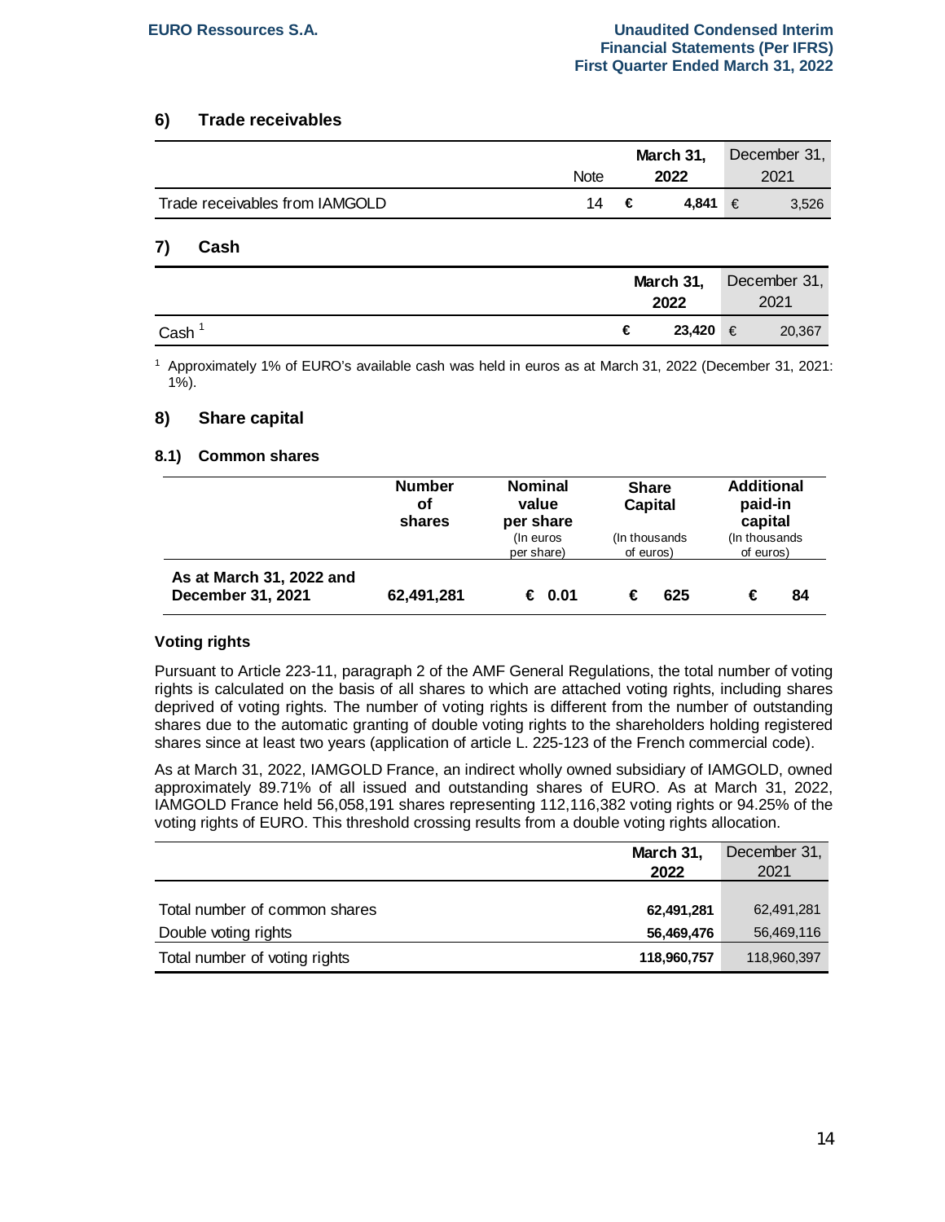## 6) Trade receivables

| | Note | March 31, 2022 | December 31, 2021 |
|---|---|---|---|
| Trade receivables from IAMGOLD | 14 | € 4,841 | € 3,526 |

## 7) Cash

| | March 31, 2022 | December 31, 2021 |
|---|---|---|
| Cash [1] | € 23,420 | € 20,367 |

[1] Approximately 1% of EURO's available cash was held in euros as at March 31, 2022 (December 31, 2021: 1%).

## 8) Share capital

### 8.1) Common shares

| | Number of shares | Nominal value per share (In euros per share) | Share Capital (In thousands of euros) | Additional paid-in capital (In thousands of euros) |
|---|---|---|---|---|
| **As at March 31, 2022 and December 31, 2021** | **62,491,281** | **€ 0.01** | **€ 625** | **€ 84** |

**Voting rights**

Pursuant to Article 223-11, paragraph 2 of the AMF General Regulations, the total number of voting rights is calculated on the basis of all shares to which are attached voting rights, including shares deprived of voting rights. The number of voting rights is different from the number of outstanding shares due to the automatic granting of double voting rights to the shareholders holding registered shares since at least two years (application of article L. 225-123 of the French commercial code).

As at March 31, 2022, IAMGOLD France, an indirect wholly owned subsidiary of IAMGOLD, owned approximately 89.71% of all issued and outstanding shares of EURO. As at March 31, 2022, IAMGOLD France held 56,058,191 shares representing 112,116,382 voting rights or 94.25% of the voting rights of EURO. This threshold crossing results from a double voting rights allocation.

| | March 31, 2022 | December 31, 2021 |
|---|---|---|
| Total number of common shares | 62,491,281 | 62,491,281 |
| Double voting rights | 56,469,476 | 56,469,116 |
| Total number of voting rights | 118,960,757 | 118,960,397 |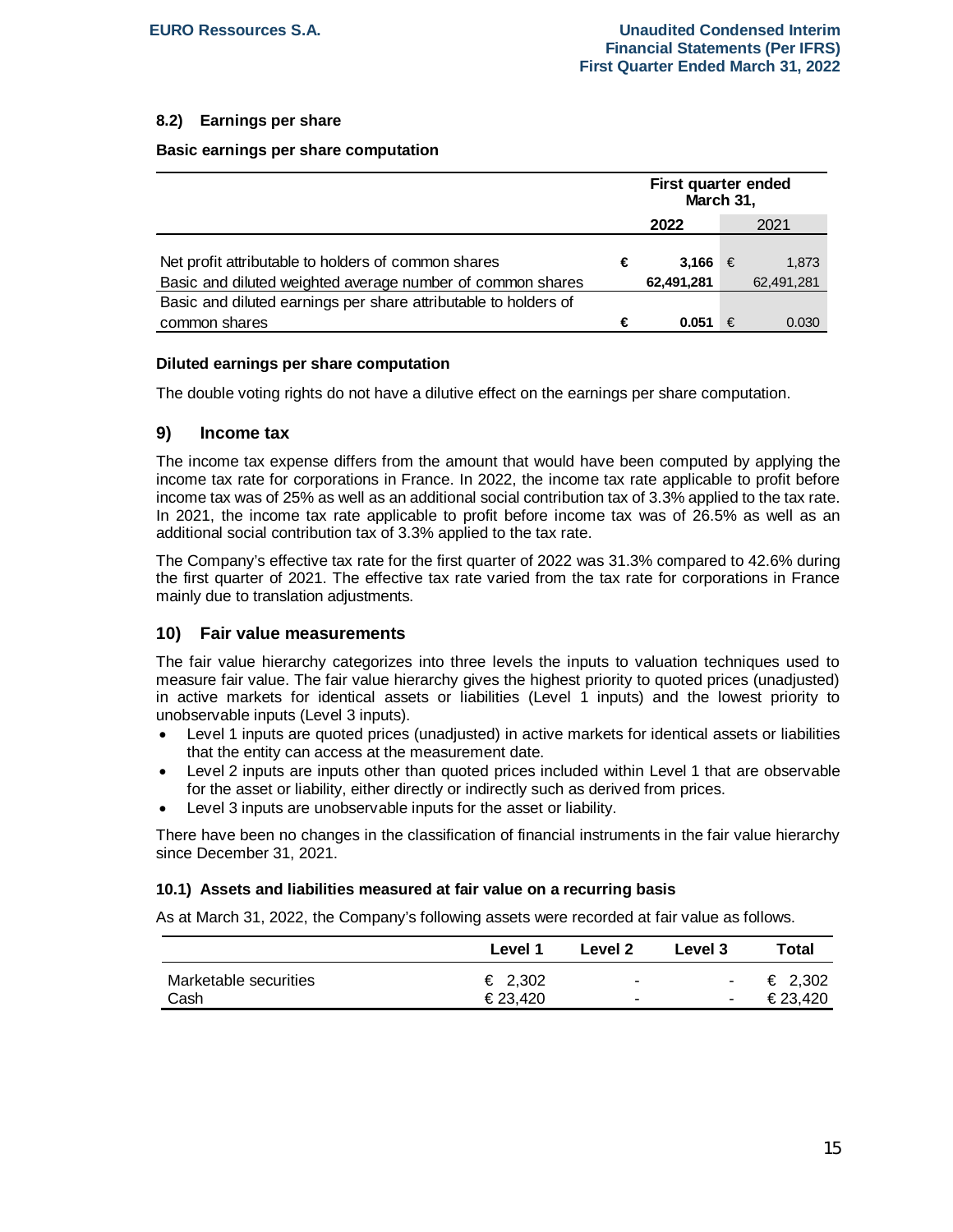### 8.2) Earnings per share

**Basic earnings per share computation**

| | First quarter ended March 31, | |
|---|---|---|
| | **2022** | 2021 |
| Net profit attributable to holders of common shares | € **3,166** | € 1,873 |
| Basic and diluted weighted average number of common shares | **62,491,281** | 62,491,281 |
| Basic and diluted earnings per share attributable to holders of common shares | € **0.051** | € 0.030 |

**Diluted earnings per share computation**

The double voting rights do not have a dilutive effect on the earnings per share computation.

## 9) Income tax

The income tax expense differs from the amount that would have been computed by applying the income tax rate for corporations in France. In 2022, the income tax rate applicable to profit before income tax was of 25% as well as an additional social contribution tax of 3.3% applied to the tax rate. In 2021, the income tax rate applicable to profit before income tax was of 26.5% as well as an additional social contribution tax of 3.3% applied to the tax rate.

The Company's effective tax rate for the first quarter of 2022 was 31.3% compared to 42.6% during the first quarter of 2021. The effective tax rate varied from the tax rate for corporations in France mainly due to translation adjustments.

## 10) Fair value measurements

The fair value hierarchy categorizes into three levels the inputs to valuation techniques used to measure fair value. The fair value hierarchy gives the highest priority to quoted prices (unadjusted) in active markets for identical assets or liabilities (Level 1 inputs) and the lowest priority to unobservable inputs (Level 3 inputs).

- Level 1 inputs are quoted prices (unadjusted) in active markets for identical assets or liabilities that the entity can access at the measurement date.
- Level 2 inputs are inputs other than quoted prices included within Level 1 that are observable for the asset or liability, either directly or indirectly such as derived from prices.
- Level 3 inputs are unobservable inputs for the asset or liability.

There have been no changes in the classification of financial instruments in the fair value hierarchy since December 31, 2021.

### 10.1) Assets and liabilities measured at fair value on a recurring basis

As at March 31, 2022, the Company's following assets were recorded at fair value as follows.

| | Level 1 | Level 2 | Level 3 | Total |
|---|---|---|---|---|
| Marketable securities | € 2,302 | - | - | € 2,302 |
| Cash | € 23,420 | - | - | € 23,420 |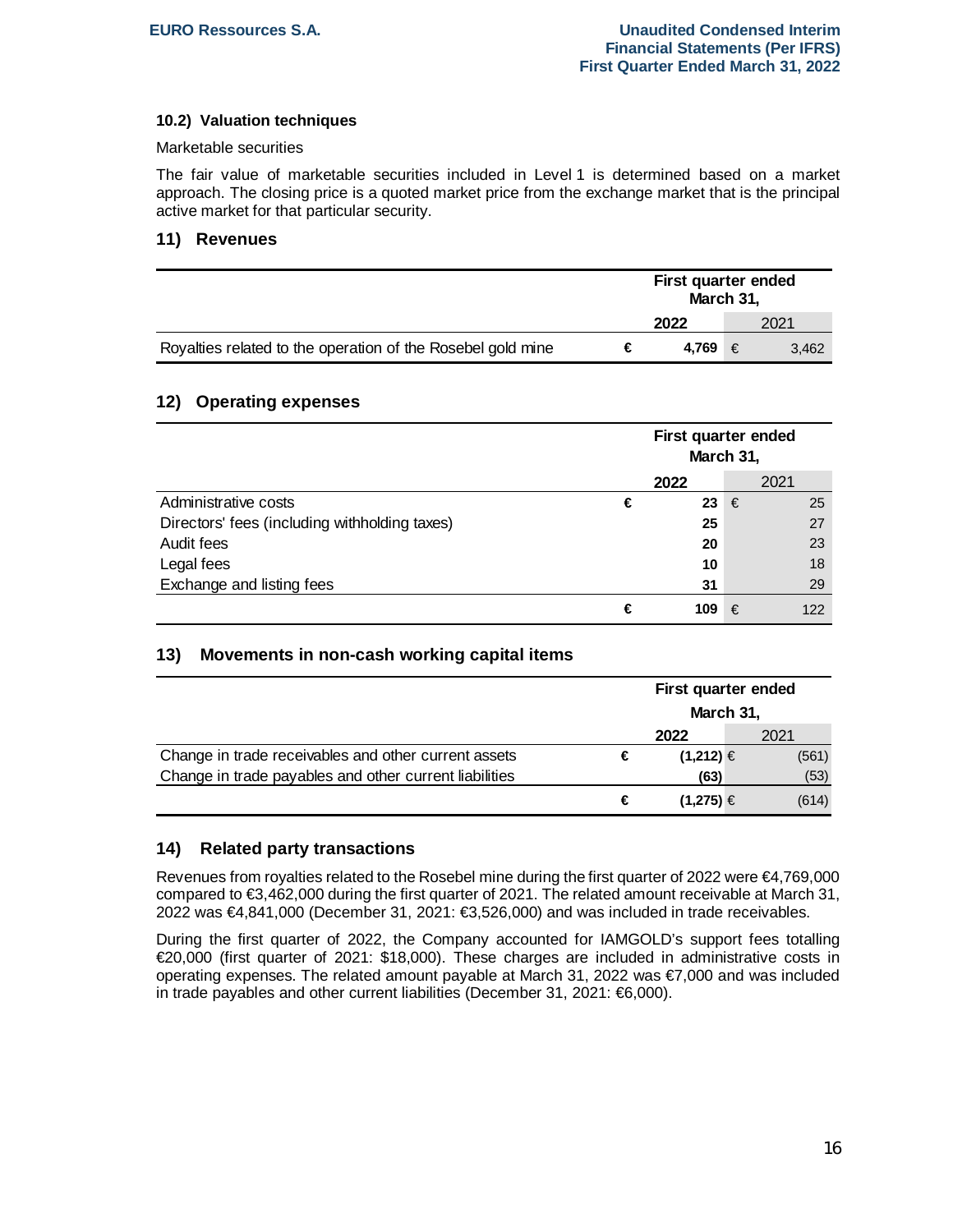### 10.2) Valuation techniques

Marketable securities

The fair value of marketable securities included in Level 1 is determined based on a market approach. The closing price is a quoted market price from the exchange market that is the principal active market for that particular security.

## 11) Revenues

| | First quarter ended March 31, | | | |
|---|---|---|---|---|
| | | 2022 | | 2021 |
| Royalties related to the operation of the Rosebel gold mine | € | 4,769 | € | 3,462 |

## 12) Operating expenses

| | First quarter ended March 31, | | | |
|---|---|---|---|---|
| | | 2022 | | 2021 |
| Administrative costs | € | 23 | € | 25 |
| Directors' fees (including withholding taxes) | | 25 | | 27 |
| Audit fees | | 20 | | 23 |
| Legal fees | | 10 | | 18 |
| Exchange and listing fees | | 31 | | 29 |
| | € | 109 | € | 122 |

## 13) Movements in non-cash working capital items

| | First quarter ended March 31, | | | |
|---|---|---|---|---|
| | | 2022 | | 2021 |
| Change in trade receivables and other current assets | € | (1,212) | € | (561) |
| Change in trade payables and other current liabilities | | (63) | | (53) |
| | € | (1,275) | € | (614) |

## 14) Related party transactions

Revenues from royalties related to the Rosebel mine during the first quarter of 2022 were €4,769,000 compared to €3,462,000 during the first quarter of 2021. The related amount receivable at March 31, 2022 was €4,841,000 (December 31, 2021: €3,526,000) and was included in trade receivables.

During the first quarter of 2022, the Company accounted for IAMGOLD's support fees totalling €20,000 (first quarter of 2021: $18,000). These charges are included in administrative costs in operating expenses. The related amount payable at March 31, 2022 was €7,000 and was included in trade payables and other current liabilities (December 31, 2021: €6,000).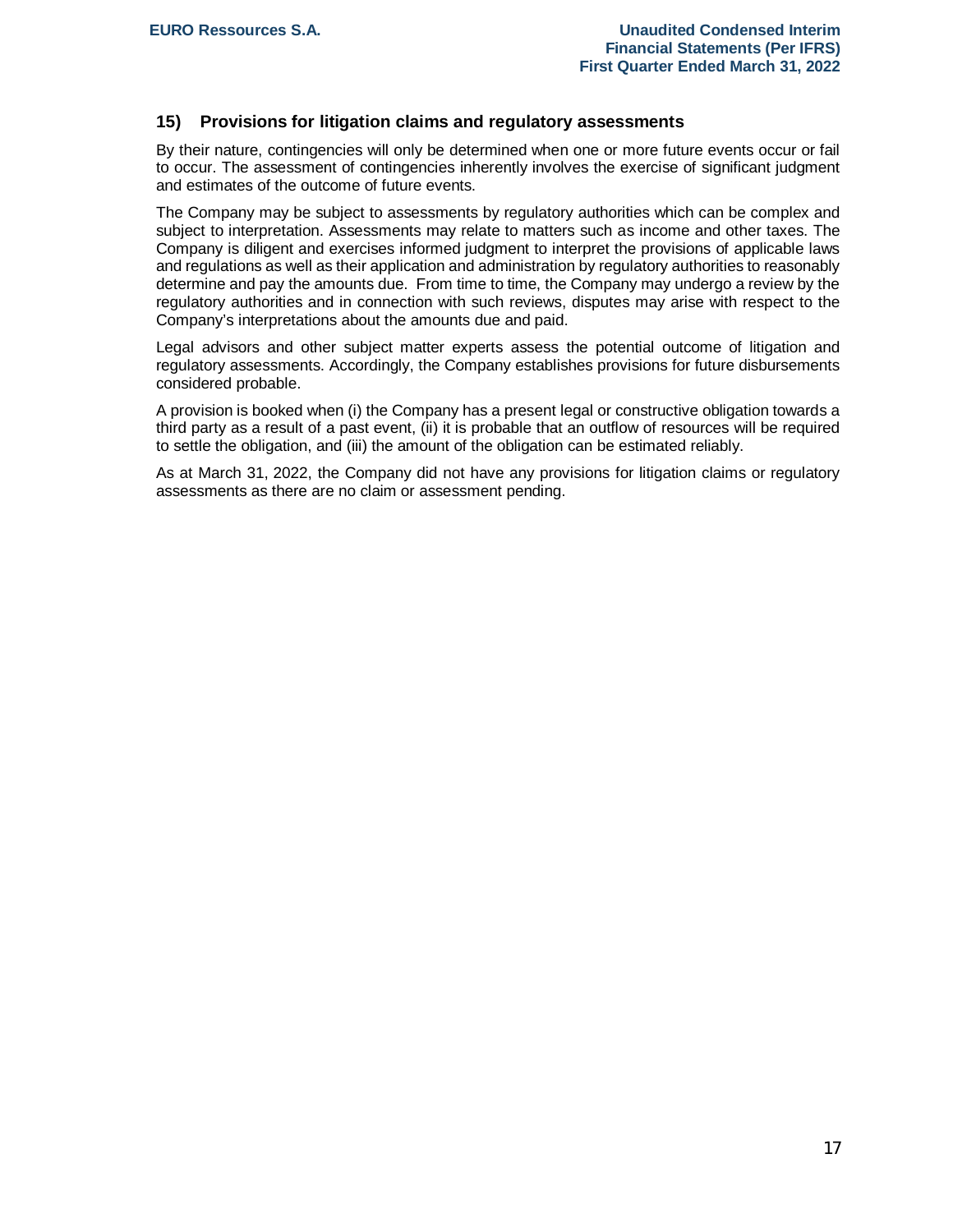## 15) Provisions for litigation claims and regulatory assessments

By their nature, contingencies will only be determined when one or more future events occur or fail to occur. The assessment of contingencies inherently involves the exercise of significant judgment and estimates of the outcome of future events.

The Company may be subject to assessments by regulatory authorities which can be complex and subject to interpretation. Assessments may relate to matters such as income and other taxes. The Company is diligent and exercises informed judgment to interpret the provisions of applicable laws and regulations as well as their application and administration by regulatory authorities to reasonably determine and pay the amounts due. From time to time, the Company may undergo a review by the regulatory authorities and in connection with such reviews, disputes may arise with respect to the Company's interpretations about the amounts due and paid.

Legal advisors and other subject matter experts assess the potential outcome of litigation and regulatory assessments. Accordingly, the Company establishes provisions for future disbursements considered probable.

A provision is booked when (i) the Company has a present legal or constructive obligation towards a third party as a result of a past event, (ii) it is probable that an outflow of resources will be required to settle the obligation, and (iii) the amount of the obligation can be estimated reliably.

As at March 31, 2022, the Company did not have any provisions for litigation claims or regulatory assessments as there are no claim or assessment pending.